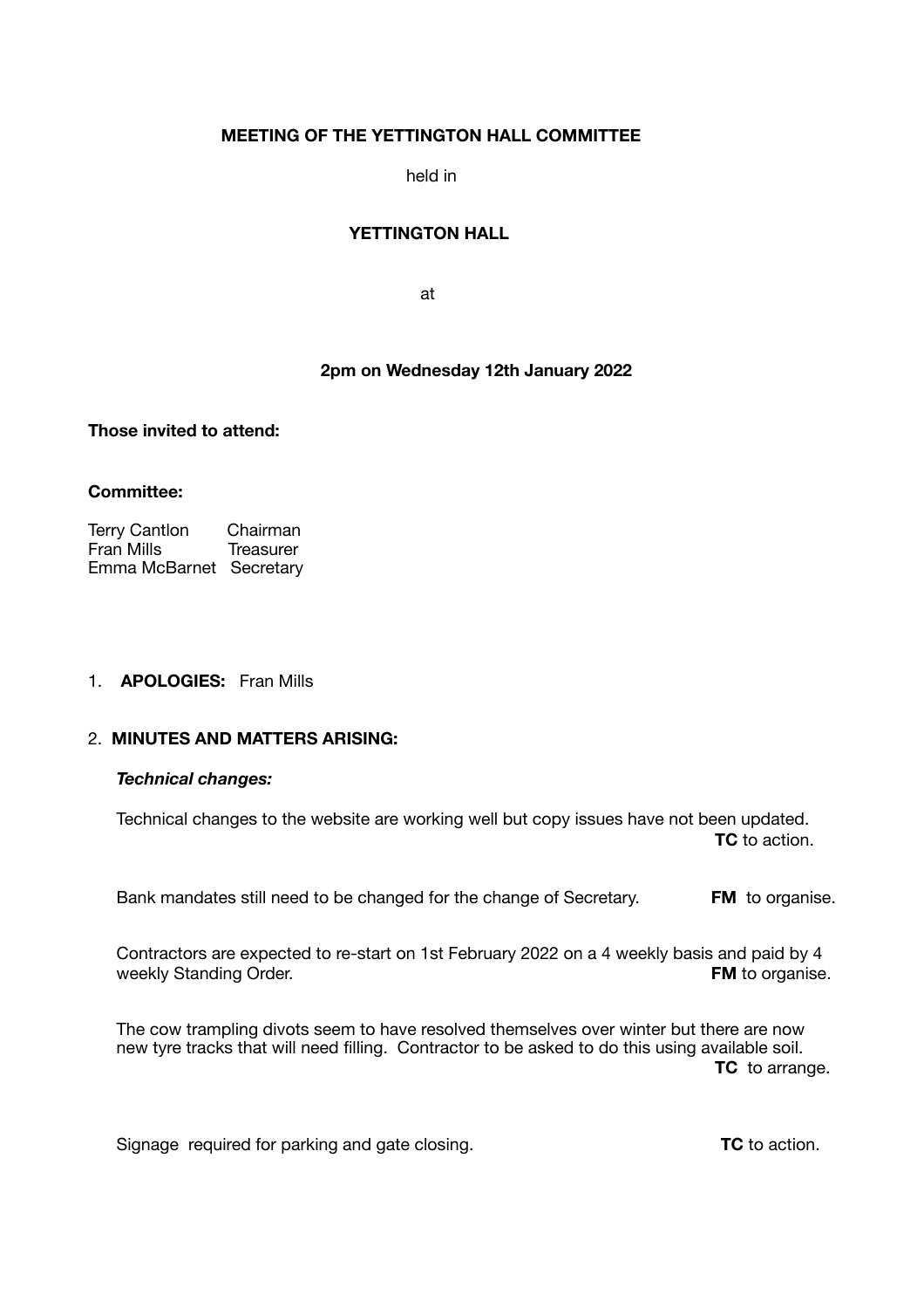**MEETING OF THE YETTINGTON HALL COMMITTEE**

held in

**YETTINGTON HALL**

at

**2pm on Wednesday 12th January 2022**

**Those invited to attend:**

**Committee:**

Terry Cantlon Chairman
Fran Mills Treasurer
Emma McBarnet Secretary

1. **APOLOGIES:** Fran Mills

2. **MINUTES AND MATTERS ARISING:**

***Technical changes:***

Technical changes to the website are working well but copy issues have not been updated. **TC** to action.

Bank mandates still need to be changed for the change of Secretary. **FM** to organise.

Contractors are expected to re-start on 1st February 2022 on a 4 weekly basis and paid by 4 weekly Standing Order. **FM** to organise.

The cow trampling divots seem to have resolved themselves over winter but there are now new tyre tracks that will need filling. Contractor to be asked to do this using available soil. **TC** to arrange.

Signage required for parking and gate closing. **TC** to action.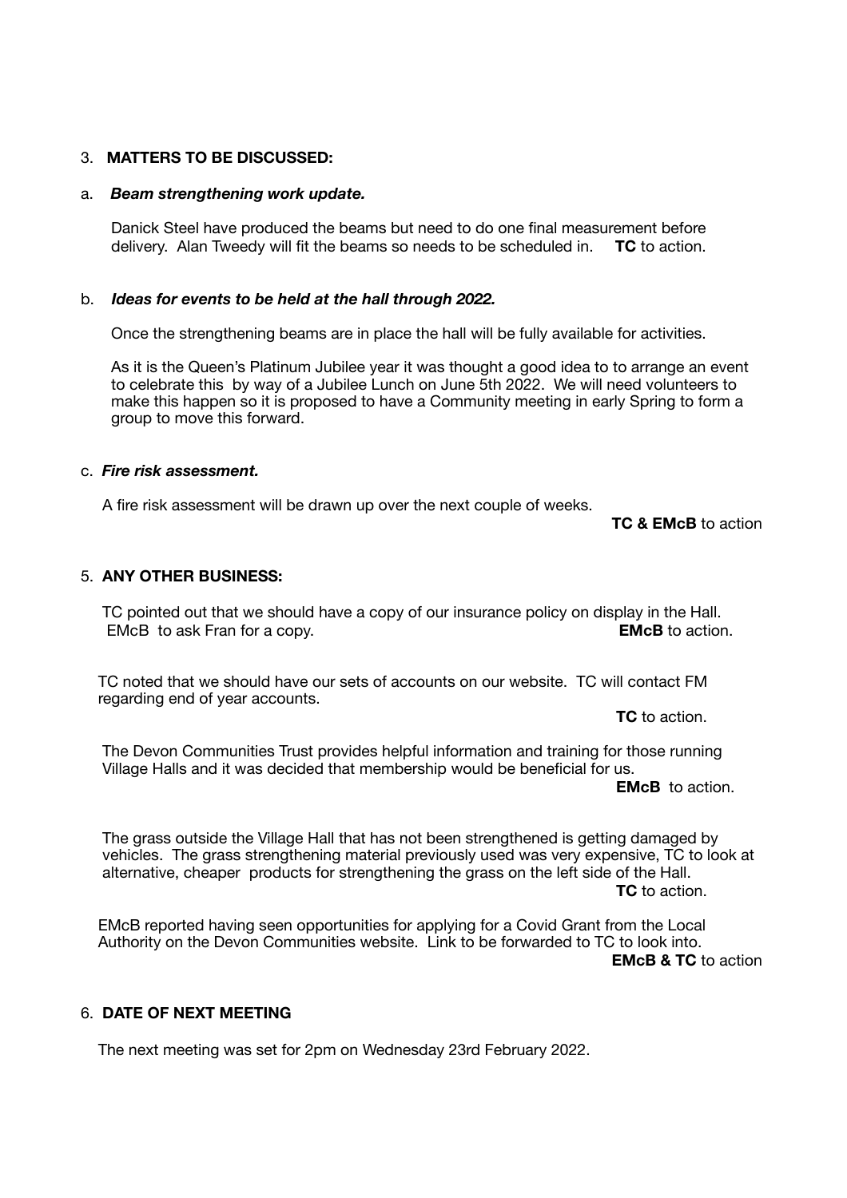## 3. MATTERS TO BE DISCUSSED:

### a. ***Beam strengthening work update.***

Danick Steel have produced the beams but need to do one final measurement before delivery. Alan Tweedy will fit the beams so needs to be scheduled in. **TC** to action.

### b. ***Ideas for events to be held at the hall through 2022.***

Once the strengthening beams are in place the hall will be fully available for activities.

As it is the Queen's Platinum Jubilee year it was thought a good idea to to arrange an event to celebrate this by way of a Jubilee Lunch on June 5th 2022. We will need volunteers to make this happen so it is proposed to have a Community meeting in early Spring to form a group to move this forward.

### c. ***Fire risk assessment.***

A fire risk assessment will be drawn up over the next couple of weeks.

**TC & EMcB** to action

## 5. ANY OTHER BUSINESS:

TC pointed out that we should have a copy of our insurance policy on display in the Hall. EMcB to ask Fran for a copy. **EMcB** to action.

TC noted that we should have our sets of accounts on our website. TC will contact FM regarding end of year accounts.

**TC** to action.

The Devon Communities Trust provides helpful information and training for those running Village Halls and it was decided that membership would be beneficial for us.

**EMcB** to action.

The grass outside the Village Hall that has not been strengthened is getting damaged by vehicles. The grass strengthening material previously used was very expensive, TC to look at alternative, cheaper products for strengthening the grass on the left side of the Hall.

**TC** to action.

EMcB reported having seen opportunities for applying for a Covid Grant from the Local Authority on the Devon Communities website. Link to be forwarded to TC to look into.

**EMcB & TC** to action

## 6. DATE OF NEXT MEETING

The next meeting was set for 2pm on Wednesday 23rd February 2022.